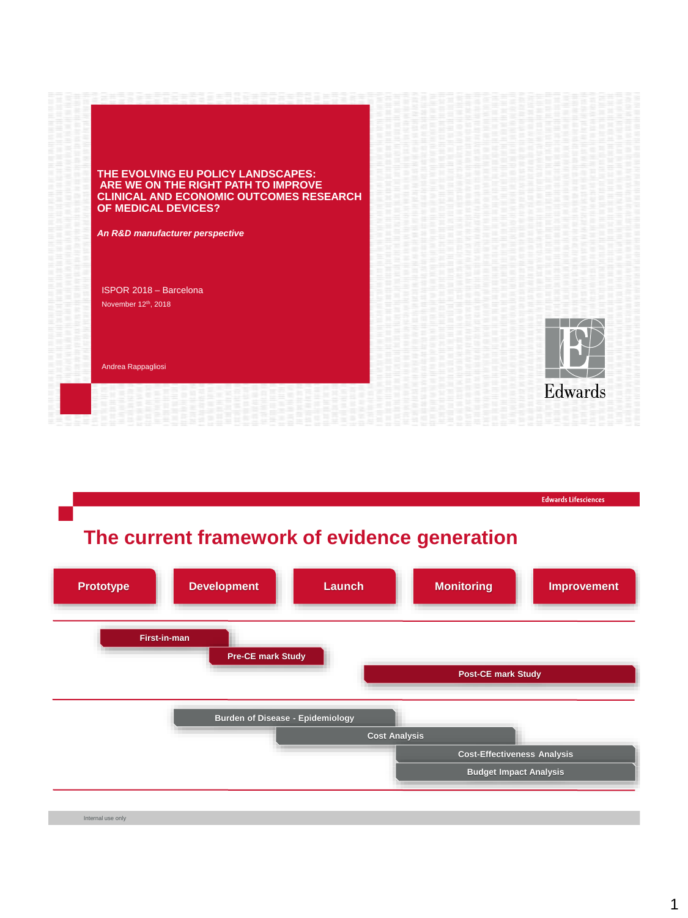# THE EVOLVING EU POLICY LANDSCAPES: ARE WE ON THE RIGHT PATH TO IMPROVE CLINICAL AND ECONOMIC OUTCOMES RESEARCH OF MEDICAL DEVICES?

***An R&D manufacturer perspective***

ISPOR 2018 – Barcelona

November 12th, 2018

Andrea Rappagliosi

Edwards

---

Edwards Lifesciences

## The current framework of evidence generation

Prototype | Development | Launch | Monitoring | Improvement

- First-in-man
- Pre-CE mark Study
- Post-CE mark Study

- Burden of Disease - Epidemiology
- Cost Analysis
- Cost-Effectiveness Analysis
- Budget Impact Analysis

Internal use only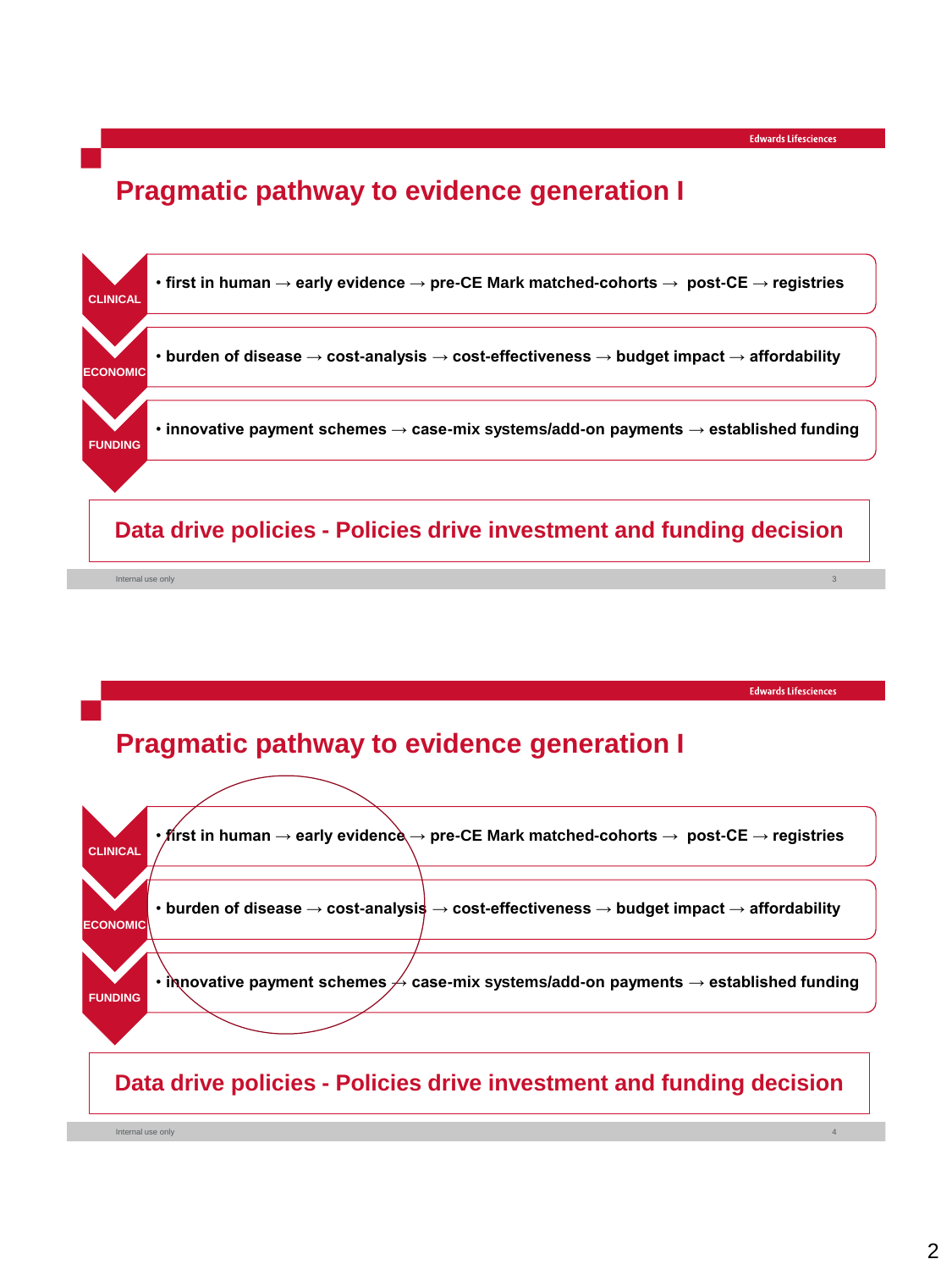# Pragmatic pathway to evidence generation I

**CLINICAL**
- **first in human → early evidence → pre-CE Mark matched-cohorts → post-CE → registries**

**ECONOMIC**
- **burden of disease → cost-analysis → cost-effectiveness → budget impact → affordability**

**FUNDING**
- **innovative payment schemes → case-mix systems/add-on payments → established funding**

**Data drive policies - Policies drive investment and funding decision**

Internal use only

# Pragmatic pathway to evidence generation I

**CLINICAL**
- **first in human → early evidence → pre-CE Mark matched-cohorts → post-CE → registries**

**ECONOMIC**
- **burden of disease → cost-analysis → cost-effectiveness → budget impact → affordability**

**FUNDING**
- **innovative payment schemes → case-mix systems/add-on payments → established funding**

**Data drive policies - Policies drive investment and funding decision**

Internal use only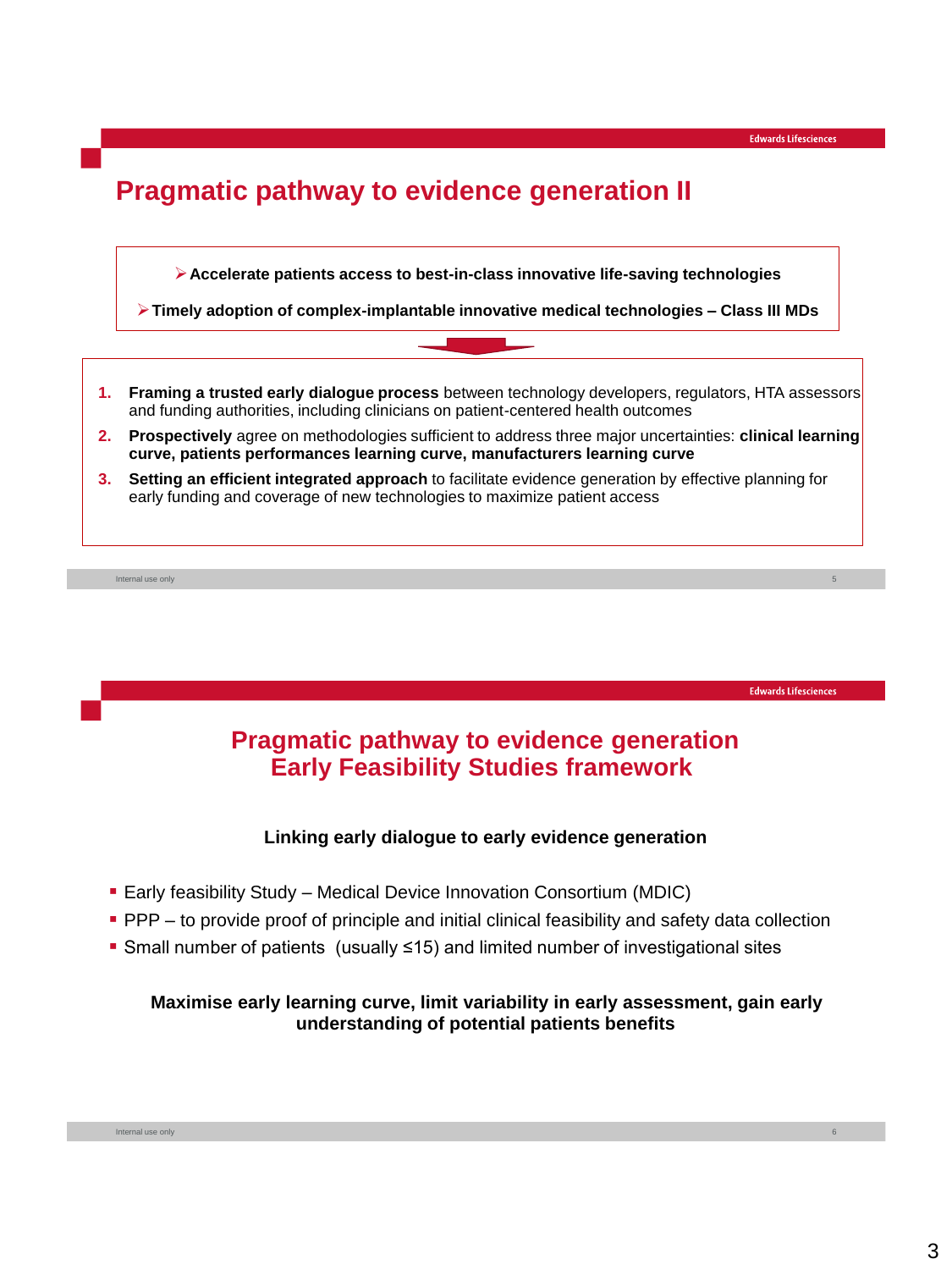# Pragmatic pathway to evidence generation II

- **Accelerate patients access to best-in-class innovative life-saving technologies**
- **Timely adoption of complex-implantable innovative medical technologies – Class III MDs**

1. **Framing a trusted early dialogue process** between technology developers, regulators, HTA assessors and funding authorities, including clinicians on patient-centered health outcomes
2. **Prospectively** agree on methodologies sufficient to address three major uncertainties: **clinical learning curve, patients performances learning curve, manufacturers learning curve**
3. **Setting an efficient integrated approach** to facilitate evidence generation by effective planning for early funding and coverage of new technologies to maximize patient access

# Pragmatic pathway to evidence generation
# Early Feasibility Studies framework

**Linking early dialogue to early evidence generation**

- Early feasibility Study – Medical Device Innovation Consortium (MDIC)
- PPP – to provide proof of principle and initial clinical feasibility and safety data collection
- Small number of patients (usually ≤15) and limited number of investigational sites

**Maximise early learning curve, limit variability in early assessment, gain early understanding of potential patients benefits**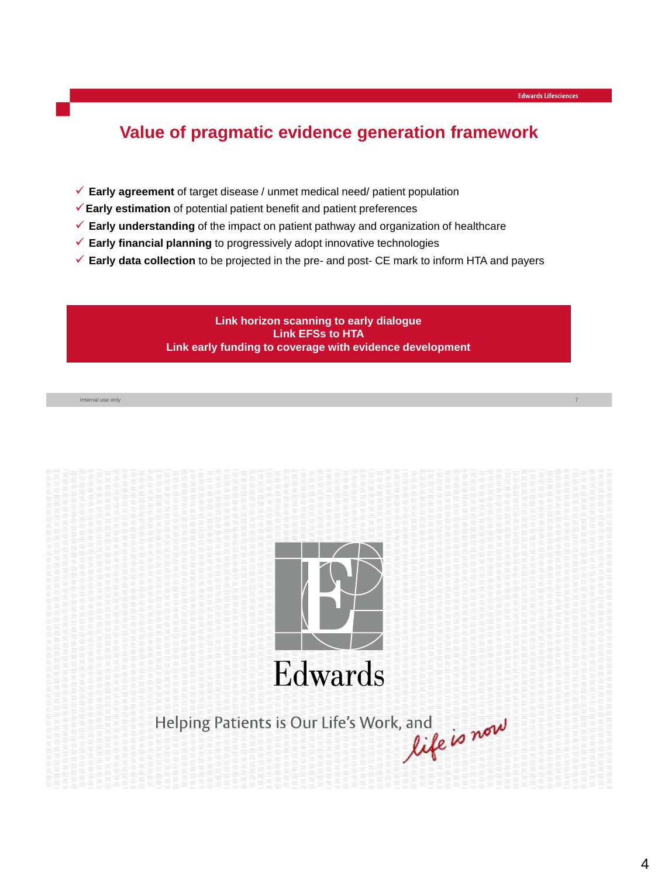## Value of pragmatic evidence generation framework

- ✓ **Early agreement** of target disease / unmet medical need/ patient population
- ✓ **Early estimation** of potential patient benefit and patient preferences
- ✓ **Early understanding** of the impact on patient pathway and organization of healthcare
- ✓ **Early financial planning** to progressively adopt innovative technologies
- ✓ **Early data collection** to be projected in the pre- and post- CE mark to inform HTA and payers

**Link horizon scanning to early dialogue**
**Link EFSs to HTA**
**Link early funding to coverage with evidence development**

Internal use only

Edwards

Helping Patients is Our Life's Work, and *life is now*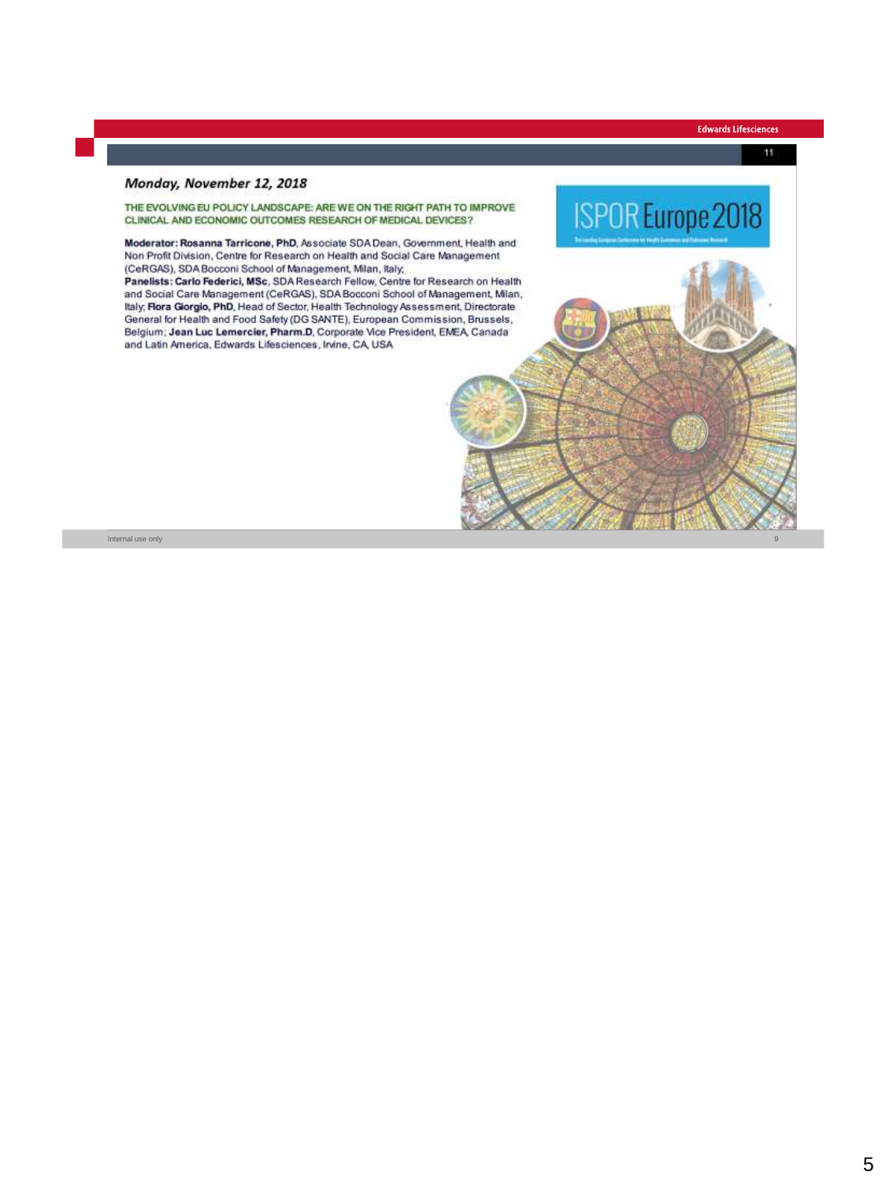*Monday, November 12, 2018*

THE EVOLVING EU POLICY LANDSCAPE: ARE WE ON THE RIGHT PATH TO IMPROVE CLINICAL AND ECONOMIC OUTCOMES RESEARCH OF MEDICAL DEVICES?

**Moderator: Rosanna Tarricone, PhD**, Associate SDA Dean, Government, Health and Non Profit Division, Centre for Research on Health and Social Care Management (CeRGAS), SDA Bocconi School of Management, Milan, Italy;
**Panelists: Carlo Federici, MSc**, SDA Research Fellow, Centre for Research on Health and Social Care Management (CeRGAS), SDA Bocconi School of Management, Milan, Italy; **Flora Giorgio, PhD**, Head of Sector, Health Technology Assessment, Directorate General for Health and Food Safety (DG SANTE), European Commission, Brussels, Belgium; **Jean Luc Lemercier, Pharm.D**, Corporate Vice President, EMEA, Canada and Latin America, Edwards Lifesciences, Irvine, CA, USA

ISPOR Europe 2018

Internal use only